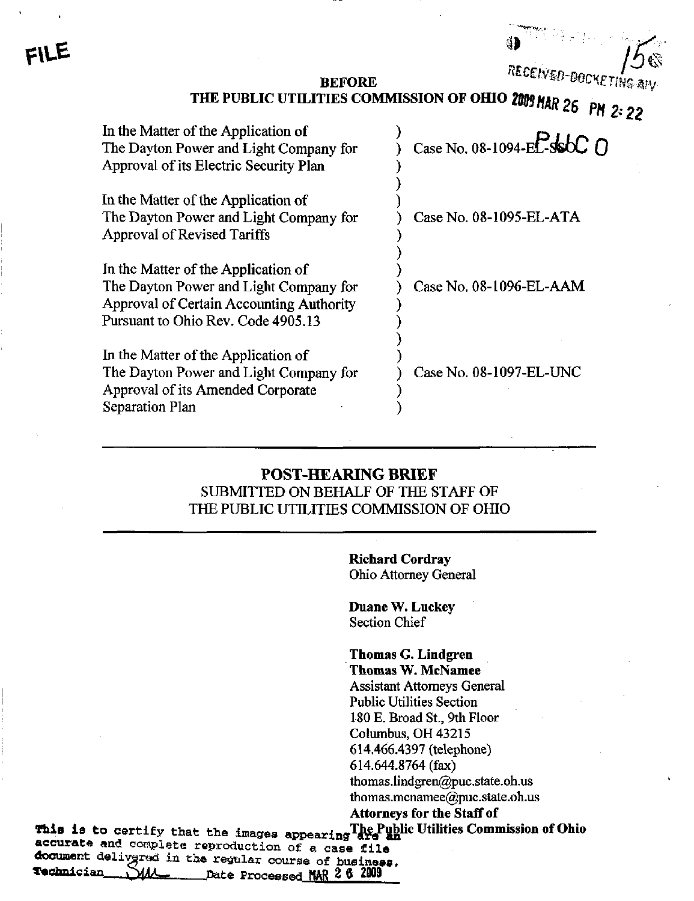FILE

RECEIVED-DOCKETING DIV

2009 MAR 26 PM 2:22

PUCO

**BEFORE**
**THE PUBLIC UTILITIES COMMISSION OF OHIO**

| | | |
|---|---|---|
| In the Matter of the Application of The Dayton Power and Light Company for Approval of its Electric Security Plan | ) | Case No. 08-1094-EL-SSO |
| In the Matter of the Application of The Dayton Power and Light Company for Approval of Revised Tariffs | ) | Case No. 08-1095-EL-ATA |
| In the Matter of the Application of The Dayton Power and Light Company for Approval of Certain Accounting Authority Pursuant to Ohio Rev. Code 4905.13 | ) | Case No. 08-1096-EL-AAM |
| In the Matter of the Application of The Dayton Power and Light Company for Approval of its Amended Corporate Separation Plan | ) | Case No. 08-1097-EL-UNC |

---

**POST-HEARING BRIEF**
SUBMITTED ON BEHALF OF THE STAFF OF
THE PUBLIC UTILITIES COMMISSION OF OHIO

---

**Richard Cordray**
Ohio Attorney General

**Duane W. Luckey**
Section Chief

**Thomas G. Lindgren**
**Thomas W. McNamee**
Assistant Attorneys General
Public Utilities Section
180 E. Broad St., 9th Floor
Columbus, OH 43215
614.466.4397 (telephone)
614.644.8764 (fax)
thomas.lindgren@puc.state.oh.us
thomas.mcnamee@puc.state.oh.us
**Attorneys for the Staff of**
**The Public Utilities Commission of Ohio**

This is to certify that the images appearing are an accurate and complete reproduction of a case file document delivered in the regular course of business.
Technician SW Date Processed MAR 26 2009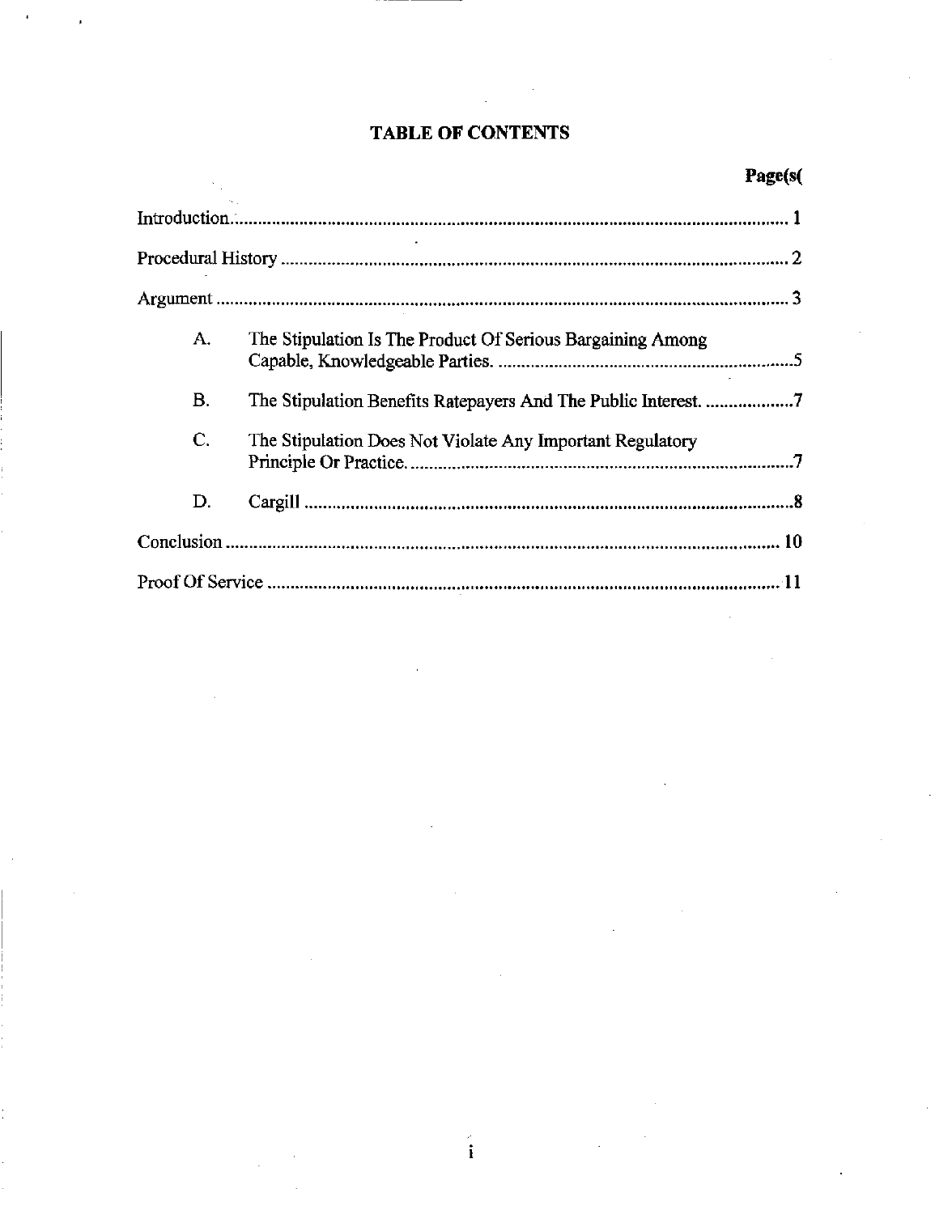# TABLE OF CONTENTS

**Page(s(**

Introduction........................................................................................................................ 1

Procedural History ............................................................................................................. 2

Argument ............................................................................................................................ 3

A. The Stipulation Is The Product Of Serious Bargaining Among Capable, Knowledgeable Parties. ................................................................5

B. The Stipulation Benefits Ratepayers And The Public Interest. ...................7

C. The Stipulation Does Not Violate Any Important Regulatory Principle Or Practice. ...................................................................................7

D. Cargill .........................................................................................................8

Conclusion ........................................................................................................................ 10

Proof Of Service ............................................................................................................... 11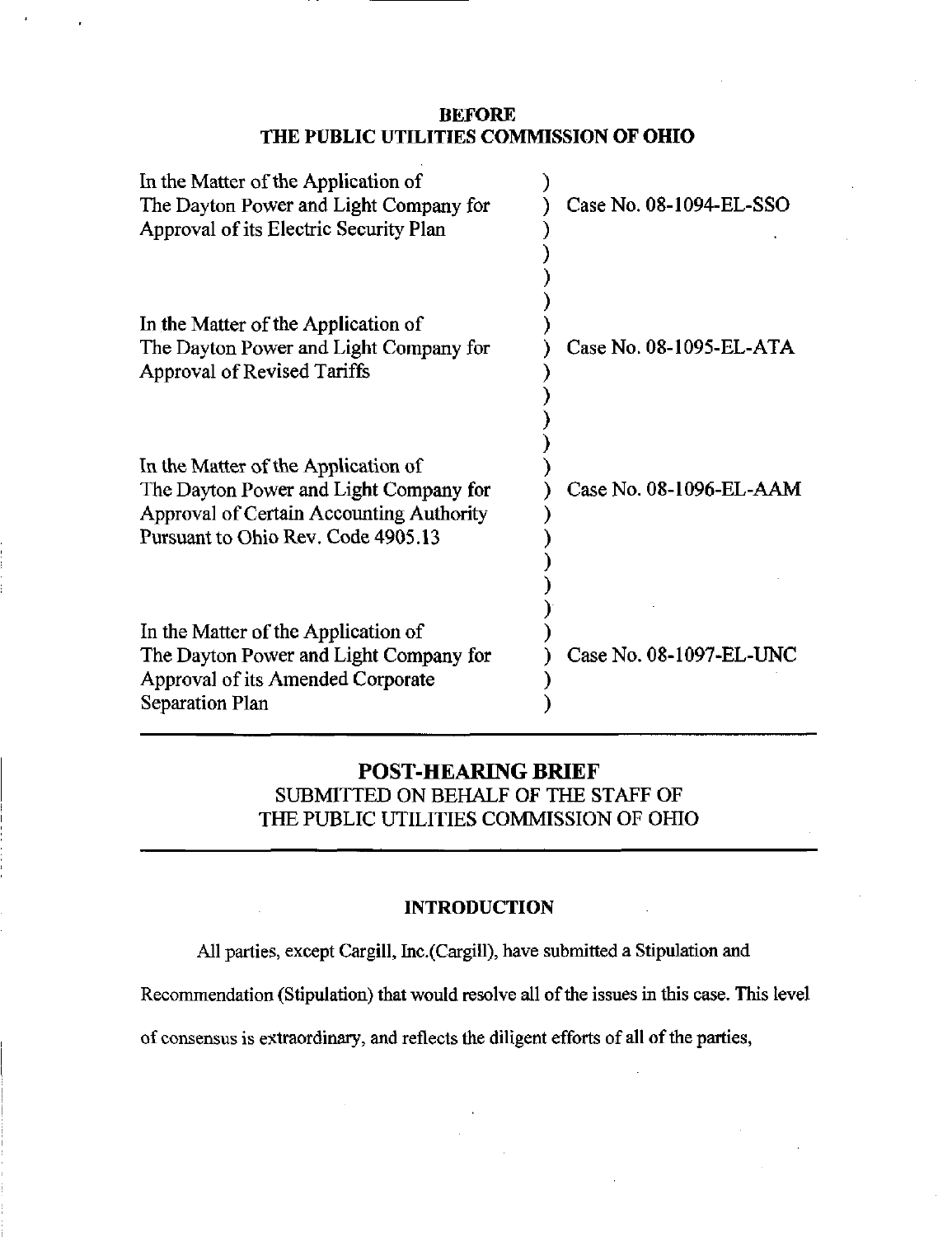**BEFORE**
**THE PUBLIC UTILITIES COMMISSION OF OHIO**

| | | |
|---|---|---|
| In the Matter of the Application of The Dayton Power and Light Company for Approval of its Electric Security Plan | ) | Case No. 08-1094-EL-SSO |
| In the Matter of the Application of The Dayton Power and Light Company for Approval of Revised Tariffs | ) | Case No. 08-1095-EL-ATA |
| In the Matter of the Application of The Dayton Power and Light Company for Approval of Certain Accounting Authority Pursuant to Ohio Rev. Code 4905.13 | ) | Case No. 08-1096-EL-AAM |
| In the Matter of the Application of The Dayton Power and Light Company for Approval of its Amended Corporate Separation Plan | ) | Case No. 08-1097-EL-UNC |

# POST-HEARING BRIEF

SUBMITTED ON BEHALF OF THE STAFF OF
THE PUBLIC UTILITIES COMMISSION OF OHIO

## INTRODUCTION

All parties, except Cargill, Inc.(Cargill), have submitted a Stipulation and Recommendation (Stipulation) that would resolve all of the issues in this case. This level of consensus is extraordinary, and reflects the diligent efforts of all of the parties,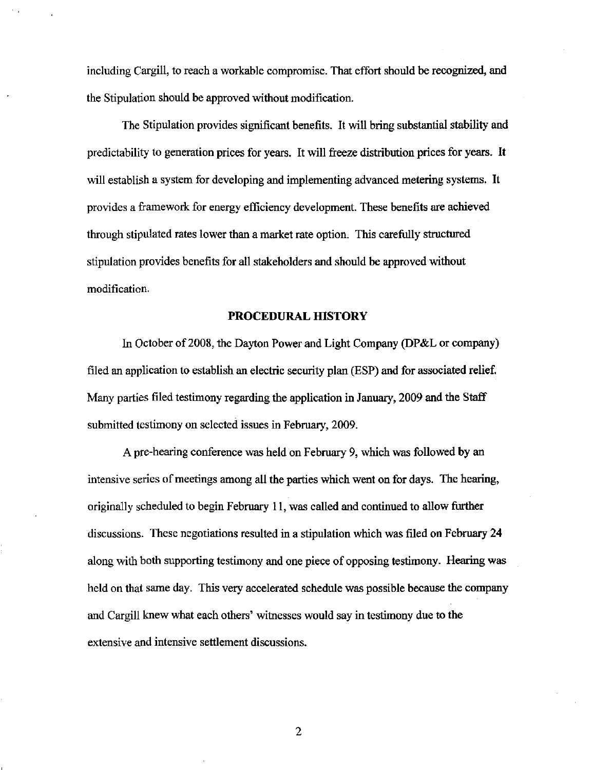including Cargill, to reach a workable compromise. That effort should be recognized, and the Stipulation should be approved without modification.

The Stipulation provides significant benefits. It will bring substantial stability and predictability to generation prices for years. It will freeze distribution prices for years. It will establish a system for developing and implementing advanced metering systems. It provides a framework for energy efficiency development. These benefits are achieved through stipulated rates lower than a market rate option. This carefully structured stipulation provides benefits for all stakeholders and should be approved without modification.

## PROCEDURAL HISTORY

In October of 2008, the Dayton Power and Light Company (DP&L or company) filed an application to establish an electric security plan (ESP) and for associated relief. Many parties filed testimony regarding the application in January, 2009 and the Staff submitted testimony on selected issues in February, 2009.

A pre-hearing conference was held on February 9, which was followed by an intensive series of meetings among all the parties which went on for days. The hearing, originally scheduled to begin February 11, was called and continued to allow further discussions. These negotiations resulted in a stipulation which was filed on February 24 along with both supporting testimony and one piece of opposing testimony. Hearing was held on that same day. This very accelerated schedule was possible because the company and Cargill knew what each others' witnesses would say in testimony due to the extensive and intensive settlement discussions.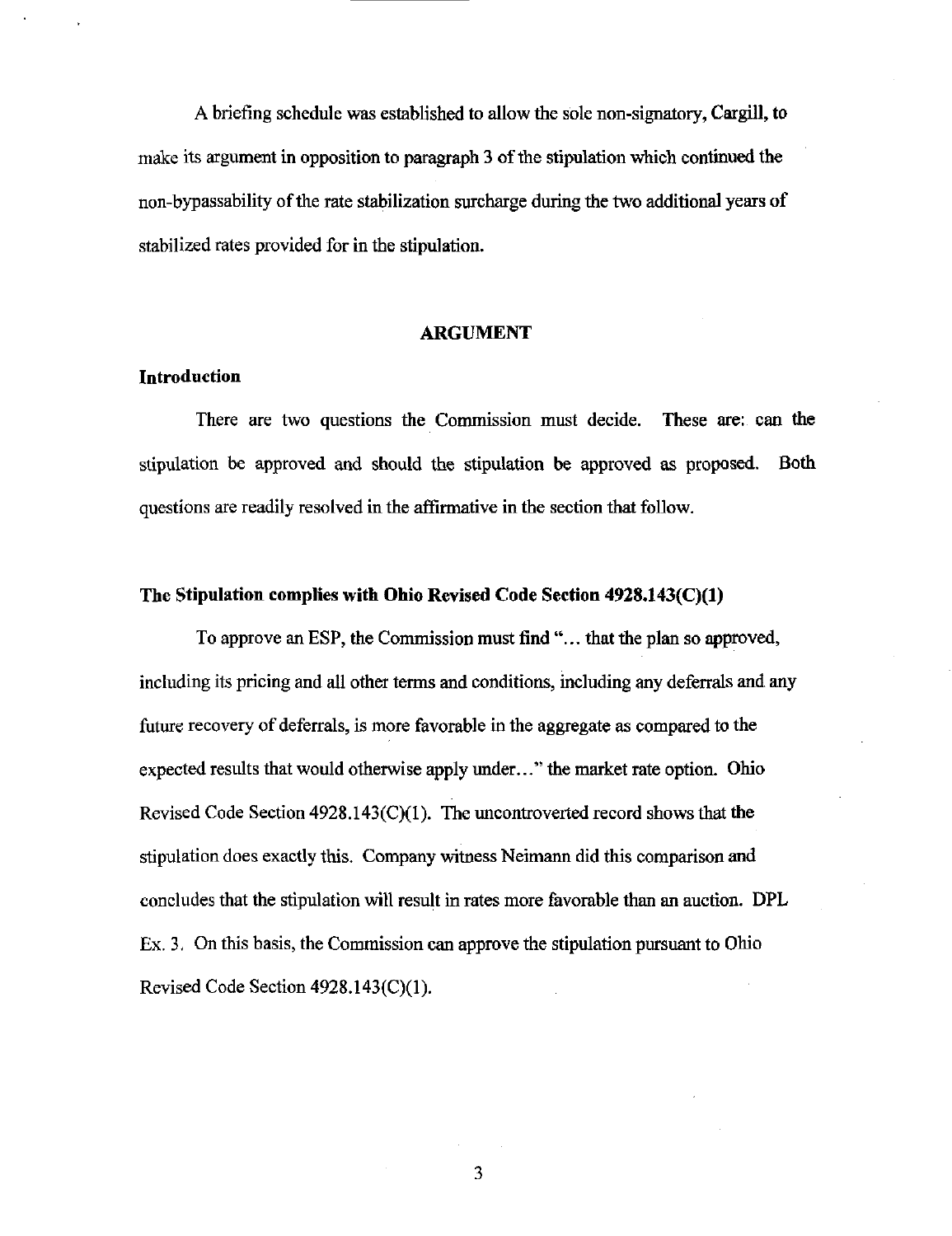A briefing schedule was established to allow the sole non-signatory, Cargill, to make its argument in opposition to paragraph 3 of the stipulation which continued the non-bypassability of the rate stabilization surcharge during the two additional years of stabilized rates provided for in the stipulation.

## ARGUMENT

### Introduction

There are two questions the Commission must decide. These are: can the stipulation be approved and should the stipulation be approved as proposed. Both questions are readily resolved in the affirmative in the section that follow.

### The Stipulation complies with Ohio Revised Code Section 4928.143(C)(1)

To approve an ESP, the Commission must find "... that the plan so approved, including its pricing and all other terms and conditions, including any deferrals and any future recovery of deferrals, is more favorable in the aggregate as compared to the expected results that would otherwise apply under..." the market rate option. Ohio Revised Code Section 4928.143(C)(1). The uncontroverted record shows that the stipulation does exactly this. Company witness Neimann did this comparison and concludes that the stipulation will result in rates more favorable than an auction. DPL Ex. 3. On this basis, the Commission can approve the stipulation pursuant to Ohio Revised Code Section 4928.143(C)(1).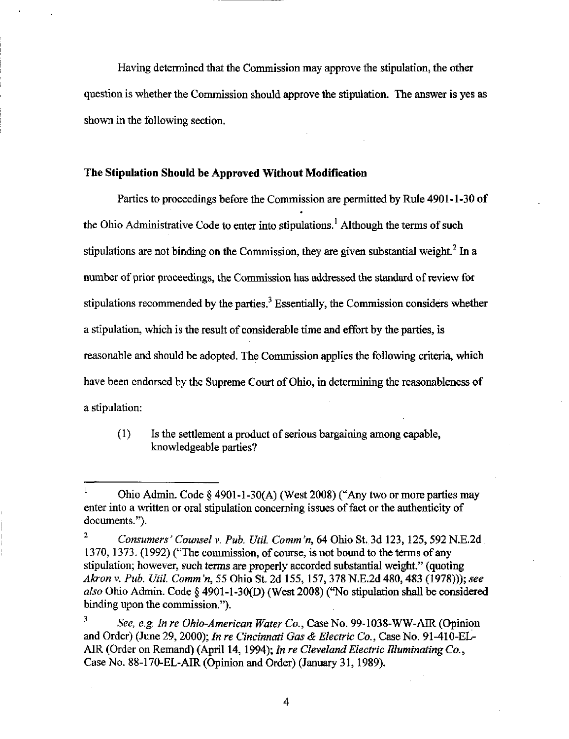Having determined that the Commission may approve the stipulation, the other question is whether the Commission should approve the stipulation. The answer is yes as shown in the following section.

**The Stipulation Should be Approved Without Modification**

Parties to proceedings before the Commission are permitted by Rule 4901-1-30 of the Ohio Administrative Code to enter into stipulations.[1] Although the terms of such stipulations are not binding on the Commission, they are given substantial weight.[2] In a number of prior proceedings, the Commission has addressed the standard of review for stipulations recommended by the parties.[3] Essentially, the Commission considers whether a stipulation, which is the result of considerable time and effort by the parties, is reasonable and should be adopted. The Commission applies the following criteria, which have been endorsed by the Supreme Court of Ohio, in determining the reasonableness of a stipulation:

(1) Is the settlement a product of serious bargaining among capable, knowledgeable parties?

---

[1] Ohio Admin. Code § 4901-1-30(A) (West 2008) ("Any two or more parties may enter into a written or oral stipulation concerning issues of fact or the authenticity of documents.").

[2] *Consumers' Counsel v. Pub. Util. Comm'n*, 64 Ohio St. 3d 123, 125, 592 N.E.2d 1370, 1373. (1992) ("The commission, of course, is not bound to the terms of any stipulation; however, such terms are properly accorded substantial weight." (quoting *Akron v. Pub. Util. Comm'n*, 55 Ohio St. 2d 155, 157, 378 N.E.2d 480, 483 (1978))); *see also* Ohio Admin. Code § 4901-1-30(D) (West 2008) ("No stipulation shall be considered binding upon the commission.").

[3] *See, e.g. In re Ohio-American Water Co.*, Case No. 99-1038-WW-AIR (Opinion and Order) (June 29, 2000); *In re Cincinnati Gas & Electric Co.*, Case No. 91-410-EL-AIR (Order on Remand) (April 14, 1994); *In re Cleveland Electric Illuminating Co.*, Case No. 88-170-EL-AIR (Opinion and Order) (January 31, 1989).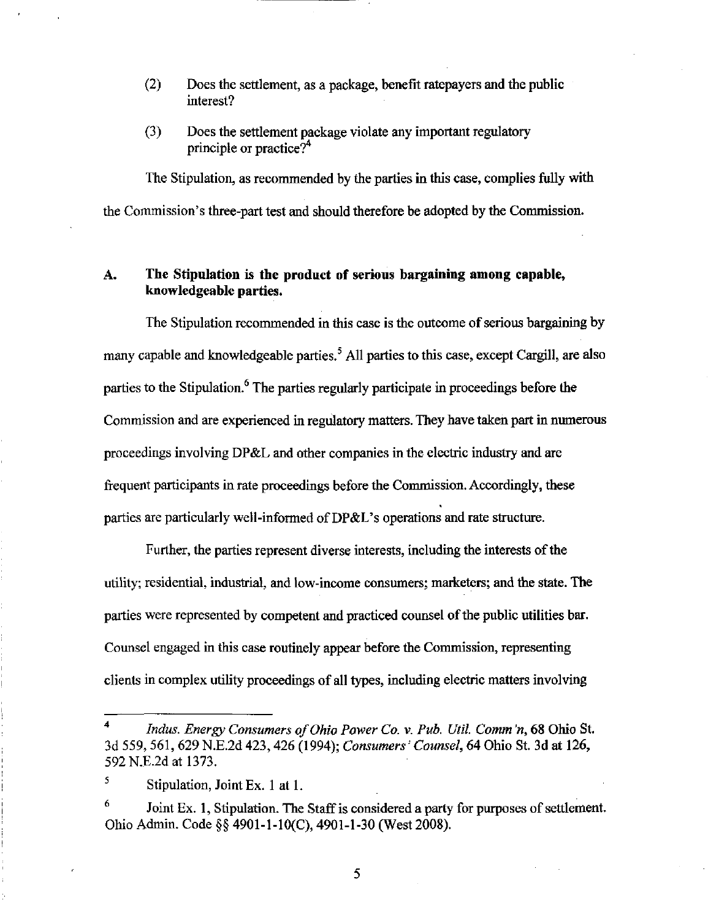(2) Does the settlement, as a package, benefit ratepayers and the public interest?

(3) Does the settlement package violate any important regulatory principle or practice?[4]

The Stipulation, as recommended by the parties in this case, complies fully with the Commission's three-part test and should therefore be adopted by the Commission.

## A. The Stipulation is the product of serious bargaining among capable, knowledgeable parties.

The Stipulation recommended in this case is the outcome of serious bargaining by many capable and knowledgeable parties.[5] All parties to this case, except Cargill, are also parties to the Stipulation.[6] The parties regularly participate in proceedings before the Commission and are experienced in regulatory matters. They have taken part in numerous proceedings involving DP&L and other companies in the electric industry and are frequent participants in rate proceedings before the Commission. Accordingly, these parties are particularly well-informed of DP&L's operations and rate structure.

Further, the parties represent diverse interests, including the interests of the utility; residential, industrial, and low-income consumers; marketers; and the state. The parties were represented by competent and practiced counsel of the public utilities bar. Counsel engaged in this case routinely appear before the Commission, representing clients in complex utility proceedings of all types, including electric matters involving

---

[4] *Indus. Energy Consumers of Ohio Power Co. v. Pub. Util. Comm'n*, 68 Ohio St. 3d 559, 561, 629 N.E.2d 423, 426 (1994); *Consumers' Counsel*, 64 Ohio St. 3d at 126, 592 N.E.2d at 1373.

[5] Stipulation, Joint Ex. 1 at 1.

[6] Joint Ex. 1, Stipulation. The Staff is considered a party for purposes of settlement. Ohio Admin. Code §§ 4901-1-10(C), 4901-1-30 (West 2008).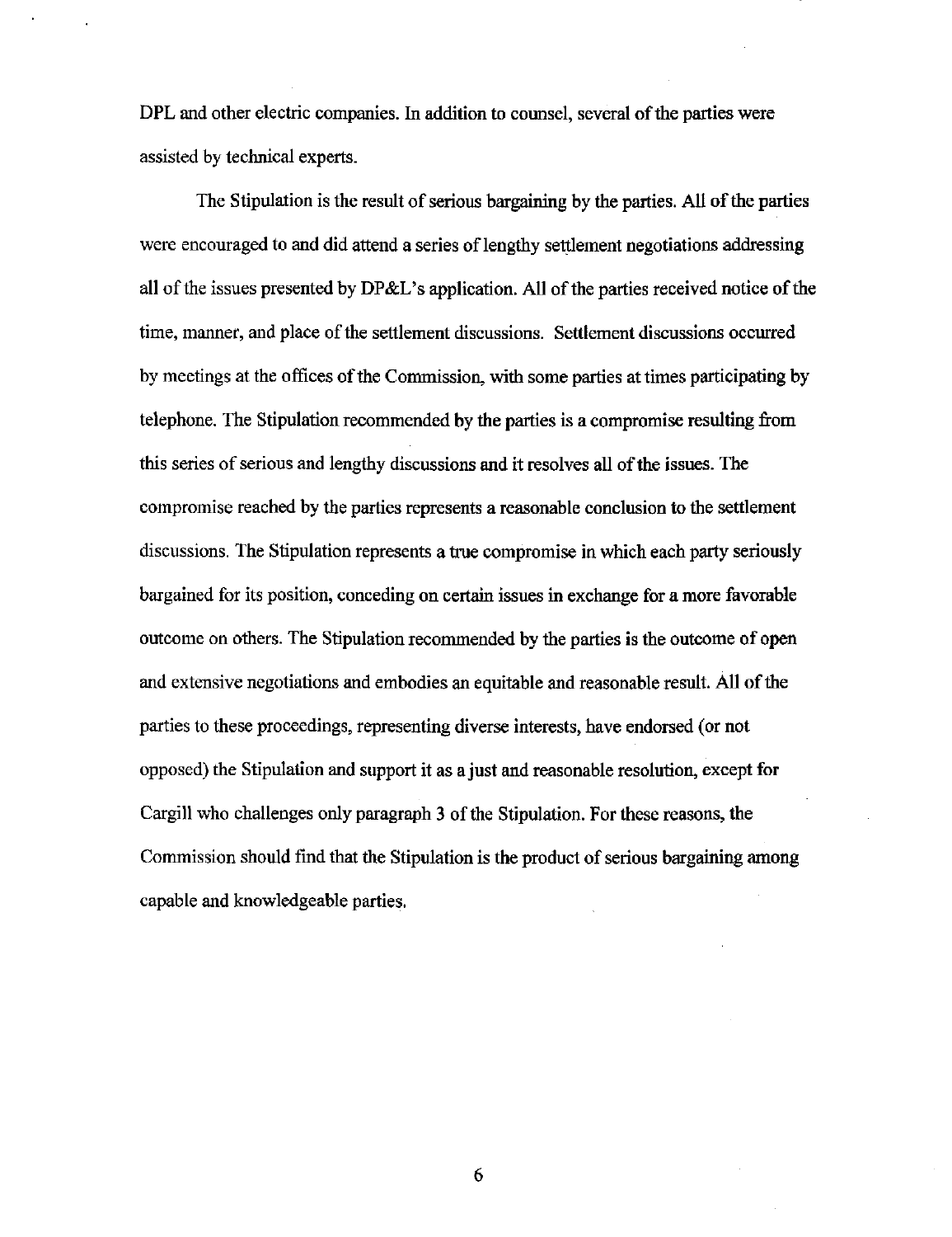DPL and other electric companies. In addition to counsel, several of the parties were assisted by technical experts.

The Stipulation is the result of serious bargaining by the parties. All of the parties were encouraged to and did attend a series of lengthy settlement negotiations addressing all of the issues presented by DP&L's application. All of the parties received notice of the time, manner, and place of the settlement discussions. Settlement discussions occurred by meetings at the offices of the Commission, with some parties at times participating by telephone. The Stipulation recommended by the parties is a compromise resulting from this series of serious and lengthy discussions and it resolves all of the issues. The compromise reached by the parties represents a reasonable conclusion to the settlement discussions. The Stipulation represents a true compromise in which each party seriously bargained for its position, conceding on certain issues in exchange for a more favorable outcome on others. The Stipulation recommended by the parties is the outcome of open and extensive negotiations and embodies an equitable and reasonable result. All of the parties to these proceedings, representing diverse interests, have endorsed (or not opposed) the Stipulation and support it as a just and reasonable resolution, except for Cargill who challenges only paragraph 3 of the Stipulation. For these reasons, the Commission should find that the Stipulation is the product of serious bargaining among capable and knowledgeable parties.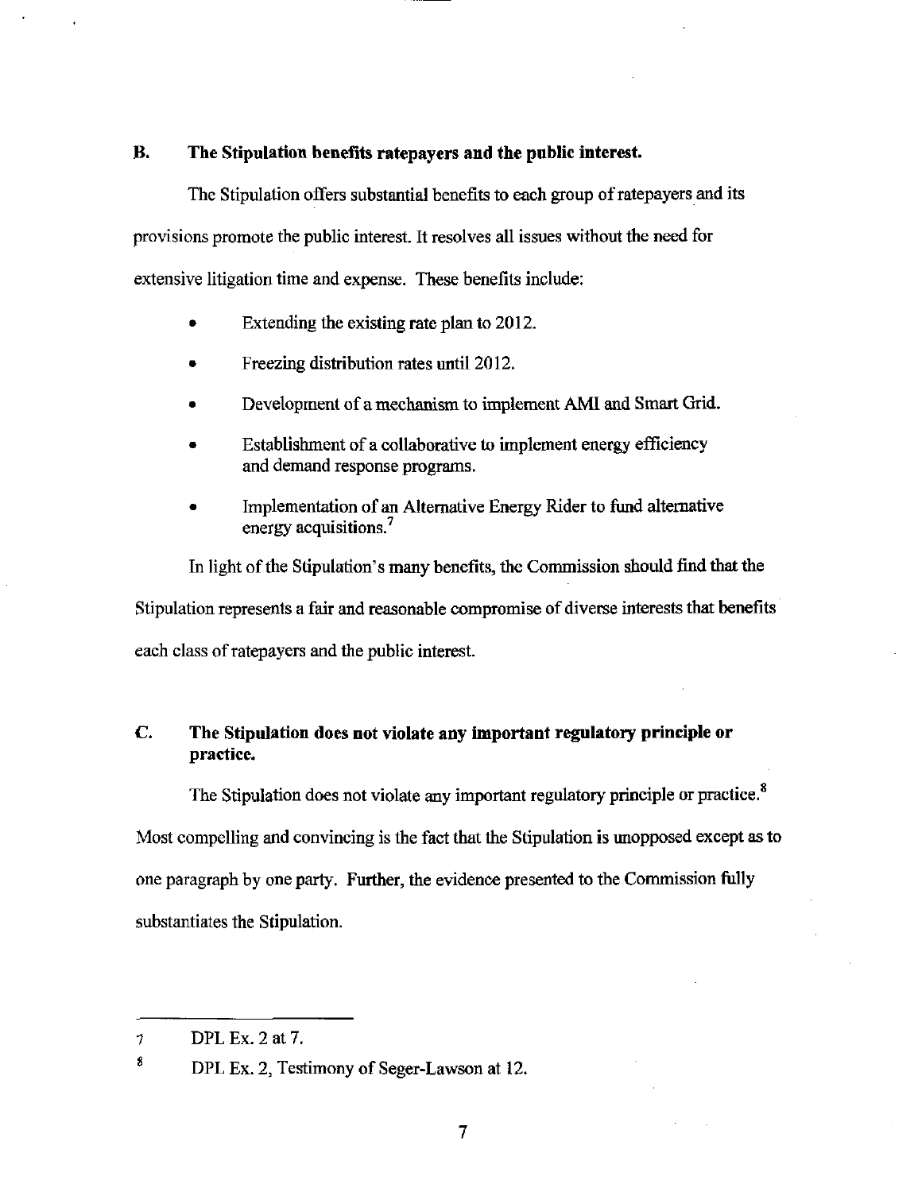## B. The Stipulation benefits ratepayers and the public interest.

The Stipulation offers substantial benefits to each group of ratepayers and its provisions promote the public interest. It resolves all issues without the need for extensive litigation time and expense. These benefits include:

- Extending the existing rate plan to 2012.
- Freezing distribution rates until 2012.
- Development of a mechanism to implement AMI and Smart Grid.
- Establishment of a collaborative to implement energy efficiency and demand response programs.
- Implementation of an Alternative Energy Rider to fund alternative energy acquisitions.[7]

In light of the Stipulation's many benefits, the Commission should find that the Stipulation represents a fair and reasonable compromise of diverse interests that benefits each class of ratepayers and the public interest.

## C. The Stipulation does not violate any important regulatory principle or practice.

The Stipulation does not violate any important regulatory principle or practice.[8] Most compelling and convincing is the fact that the Stipulation is unopposed except as to one paragraph by one party. Further, the evidence presented to the Commission fully substantiates the Stipulation.

---

7 DPL Ex. 2 at 7.

8 DPL Ex. 2, Testimony of Seger-Lawson at 12.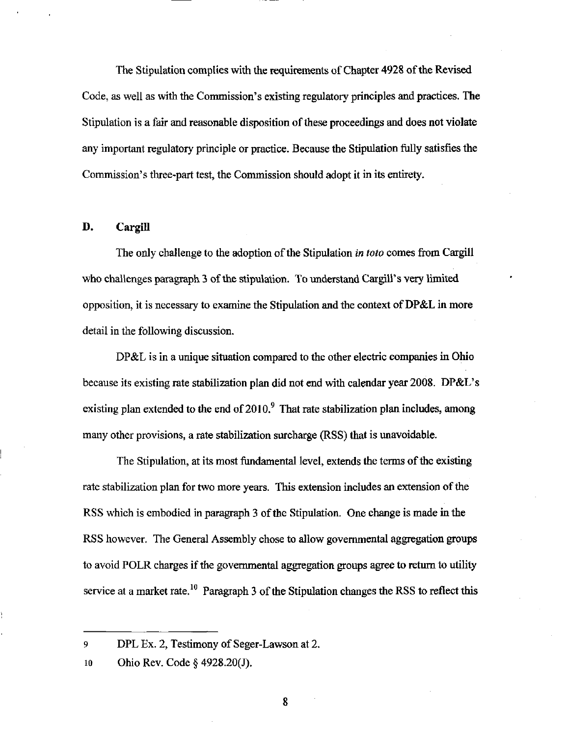The Stipulation complies with the requirements of Chapter 4928 of the Revised Code, as well as with the Commission's existing regulatory principles and practices. The Stipulation is a fair and reasonable disposition of these proceedings and does not violate any important regulatory principle or practice. Because the Stipulation fully satisfies the Commission's three-part test, the Commission should adopt it in its entirety.

## D. Cargill

The only challenge to the adoption of the Stipulation *in toto* comes from Cargill who challenges paragraph 3 of the stipulation. To understand Cargill's very limited opposition, it is necessary to examine the Stipulation and the context of DP&L in more detail in the following discussion.

DP&L is in a unique situation compared to the other electric companies in Ohio because its existing rate stabilization plan did not end with calendar year 2008. DP&L's existing plan extended to the end of 2010.[9] That rate stabilization plan includes, among many other provisions, a rate stabilization surcharge (RSS) that is unavoidable.

The Stipulation, at its most fundamental level, extends the terms of the existing rate stabilization plan for two more years. This extension includes an extension of the RSS which is embodied in paragraph 3 of the Stipulation. One change is made in the RSS however. The General Assembly chose to allow governmental aggregation groups to avoid POLR charges if the governmental aggregation groups agree to return to utility service at a market rate.[10] Paragraph 3 of the Stipulation changes the RSS to reflect this

---

9 DPL Ex. 2, Testimony of Seger-Lawson at 2.

10 Ohio Rev. Code § 4928.20(J).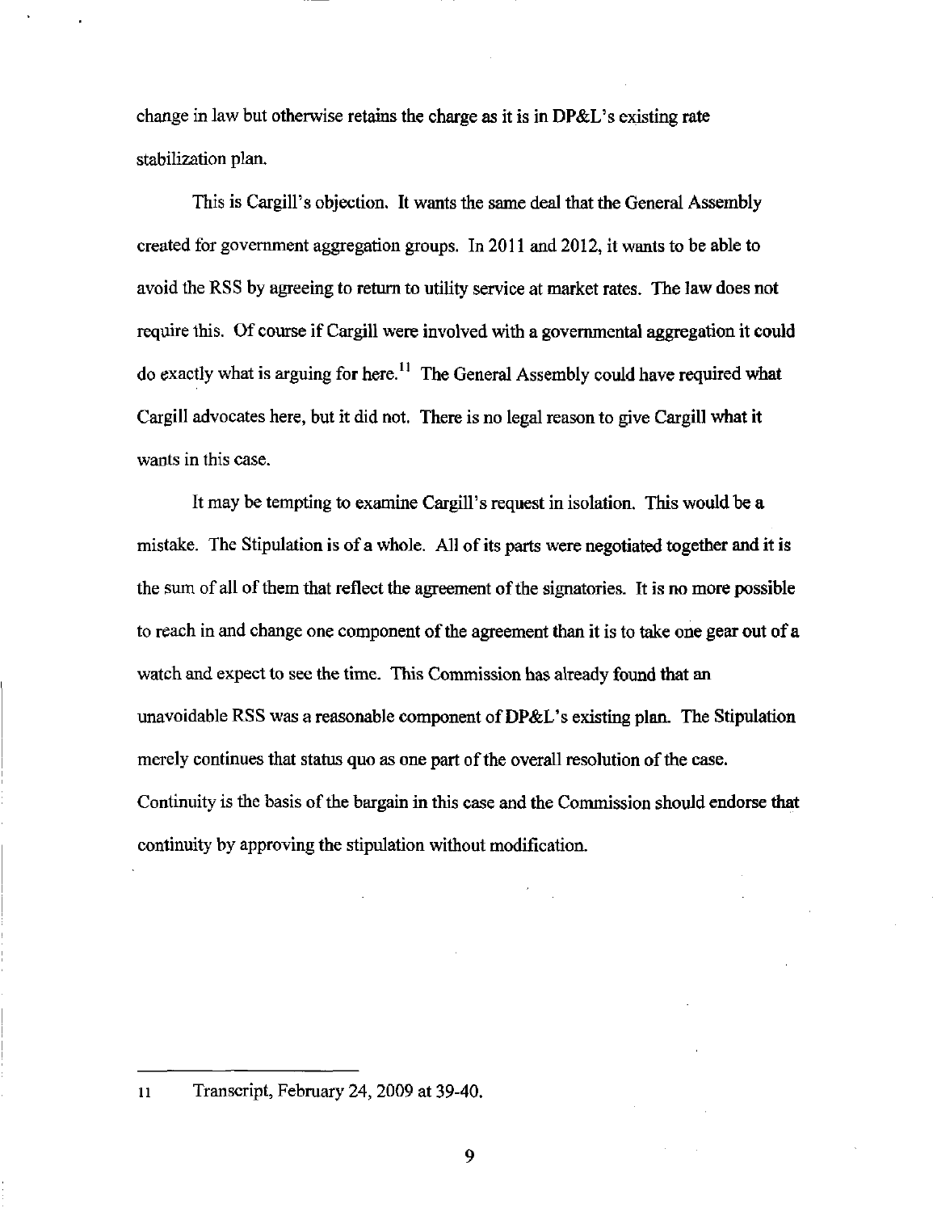change in law but otherwise retains the charge as it is in DP&L's existing rate stabilization plan.

This is Cargill's objection. It wants the same deal that the General Assembly created for government aggregation groups. In 2011 and 2012, it wants to be able to avoid the RSS by agreeing to return to utility service at market rates. The law does not require this. Of course if Cargill were involved with a governmental aggregation it could do exactly what is arguing for here.[11] The General Assembly could have required what Cargill advocates here, but it did not. There is no legal reason to give Cargill what it wants in this case.

It may be tempting to examine Cargill's request in isolation. This would be a mistake. The Stipulation is of a whole. All of its parts were negotiated together and it is the sum of all of them that reflect the agreement of the signatories. It is no more possible to reach in and change one component of the agreement than it is to take one gear out of a watch and expect to see the time. This Commission has already found that an unavoidable RSS was a reasonable component of DP&L's existing plan. The Stipulation merely continues that status quo as one part of the overall resolution of the case. Continuity is the basis of the bargain in this case and the Commission should endorse that continuity by approving the stipulation without modification.

---

11 Transcript, February 24, 2009 at 39-40.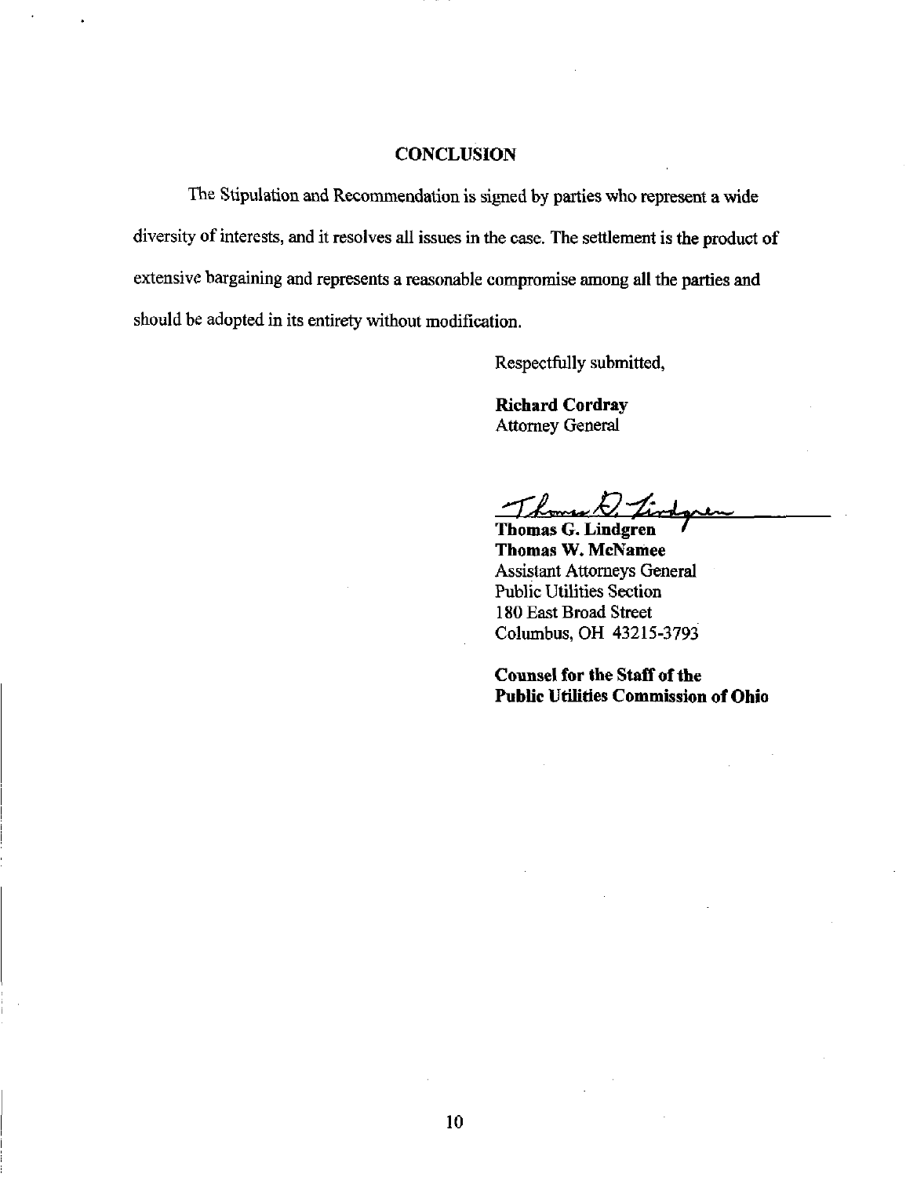## CONCLUSION

The Stipulation and Recommendation is signed by parties who represent a wide diversity of interests, and it resolves all issues in the case. The settlement is the product of extensive bargaining and represents a reasonable compromise among all the parties and should be adopted in its entirety without modification.

Respectfully submitted,

**Richard Cordray**
Attorney General

**Thomas G. Lindgren**
**Thomas W. McNamee**
Assistant Attorneys General
Public Utilities Section
180 East Broad Street
Columbus, OH 43215-3793

**Counsel for the Staff of the Public Utilities Commission of Ohio**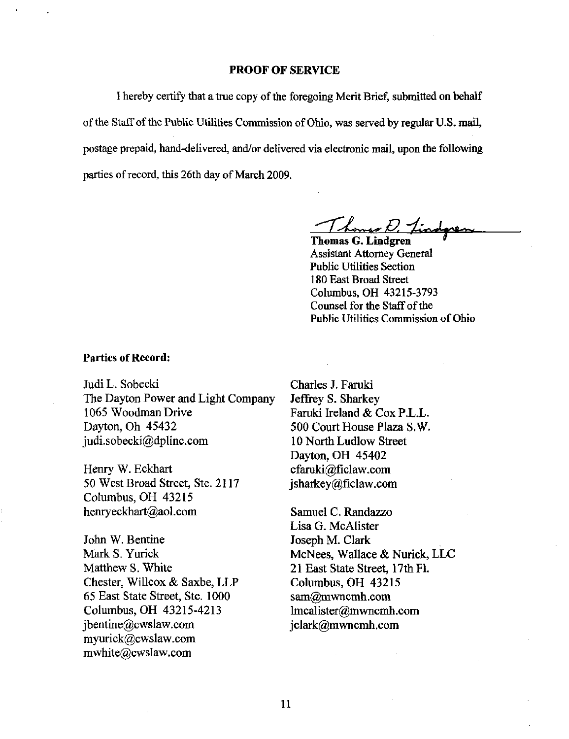## PROOF OF SERVICE

I hereby certify that a true copy of the foregoing Merit Brief, submitted on behalf of the Staff of the Public Utilities Commission of Ohio, was served by regular U.S. mail, postage prepaid, hand-delivered, and/or delivered via electronic mail, upon the following parties of record, this 26th day of March 2009.

Thomas G. Lindgren

**Thomas G. Lindgren**
Assistant Attorney General
Public Utilities Section
180 East Broad Street
Columbus, OH 43215-3793
Counsel for the Staff of the
Public Utilities Commission of Ohio

**Parties of Record:**

Judi L. Sobecki
The Dayton Power and Light Company
1065 Woodman Drive
Dayton, Oh 45432
judi.sobecki@dplinc.com

Henry W. Eckhart
50 West Broad Street, Ste. 2117
Columbus, OH 43215
henryeckhart@aol.com

John W. Bentine
Mark S. Yurick
Matthew S. White
Chester, Willcox & Saxbe, LLP
65 East State Street, Ste. 1000
Columbus, OH 43215-4213
jbentine@cwslaw.com
myurick@cwslaw.com
mwhite@cwslaw.com

Charles J. Faruki
Jeffrey S. Sharkey
Faruki Ireland & Cox P.L.L.
500 Court House Plaza S.W.
10 North Ludlow Street
Dayton, OH 45402
cfaruki@ficlaw.com
jsharkey@ficlaw.com

Samuel C. Randazzo
Lisa G. McAlister
Joseph M. Clark
McNees, Wallace & Nurick, LLC
21 East State Street, 17th Fl.
Columbus, OH 43215
sam@mwncmh.com
lmcalister@mwncmh.com
jclark@mwncmh.com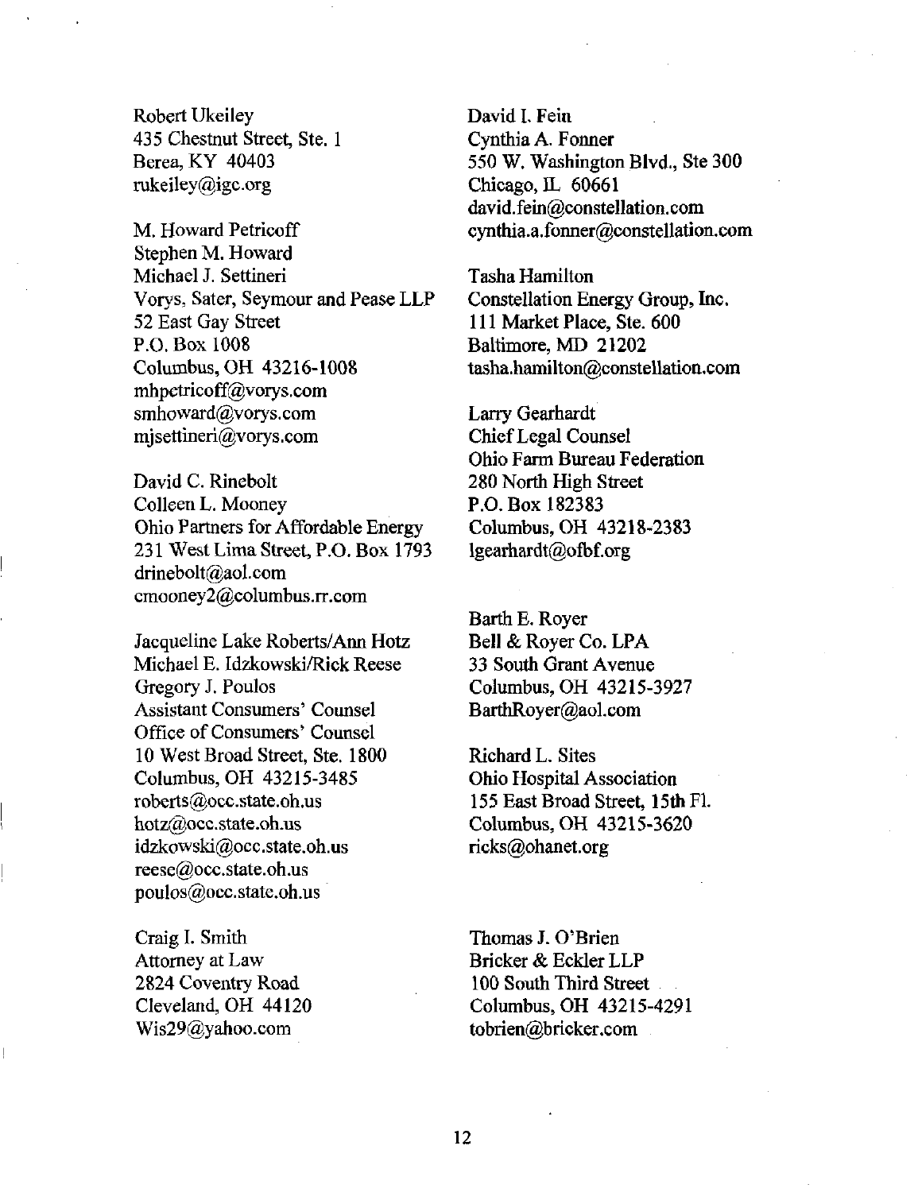Robert Ukeiley
435 Chestnut Street, Ste. 1
Berea, KY 40403
rukeiley@igc.org

M. Howard Petricoff
Stephen M. Howard
Michael J. Settineri
Vorys, Sater, Seymour and Pease LLP
52 East Gay Street
P.O. Box 1008
Columbus, OH 43216-1008
mhpetricoff@vorys.com
smhoward@vorys.com
mjsettineri@vorys.com

David C. Rinebolt
Colleen L. Mooney
Ohio Partners for Affordable Energy
231 West Lima Street, P.O. Box 1793
drinebolt@aol.com
cmooney2@columbus.rr.com

Jacqueline Lake Roberts/Ann Hotz
Michael E. Idzkowski/Rick Reese
Gregory J. Poulos
Assistant Consumers' Counsel
Office of Consumers' Counsel
10 West Broad Street, Ste. 1800
Columbus, OH 43215-3485
roberts@occ.state.oh.us
hotz@occ.state.oh.us
idzkowski@occ.state.oh.us
reese@occ.state.oh.us
poulos@occ.state.oh.us

Craig I. Smith
Attorney at Law
2824 Coventry Road
Cleveland, OH 44120
Wis29@yahoo.com

David I. Fein
Cynthia A. Fonner
550 W. Washington Blvd., Ste 300
Chicago, IL 60661
david.fein@constellation.com
cynthia.a.fonner@constellation.com

Tasha Hamilton
Constellation Energy Group, Inc.
111 Market Place, Ste. 600
Baltimore, MD 21202
tasha.hamilton@constellation.com

Larry Gearhardt
Chief Legal Counsel
Ohio Farm Bureau Federation
280 North High Street
P.O. Box 182383
Columbus, OH 43218-2383
lgearhardt@ofbf.org

Barth E. Royer
Bell & Royer Co. LPA
33 South Grant Avenue
Columbus, OH 43215-3927
BarthRoyer@aol.com

Richard L. Sites
Ohio Hospital Association
155 East Broad Street, 15th Fl.
Columbus, OH 43215-3620
ricks@ohanet.org

Thomas J. O'Brien
Bricker & Eckler LLP
100 South Third Street
Columbus, OH 43215-4291
tobrien@bricker.com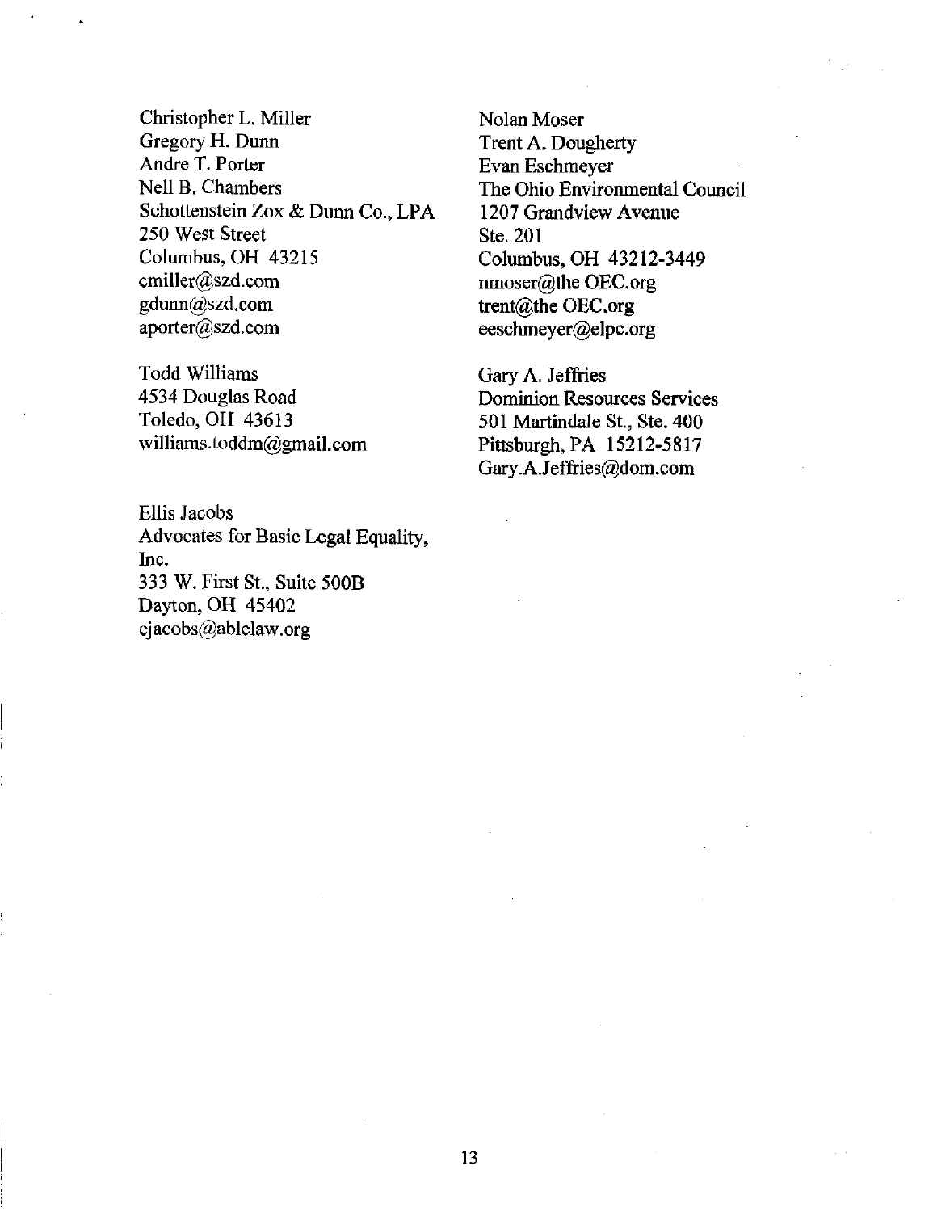Christopher L. Miller
Gregory H. Dunn
Andre T. Porter
Nell B. Chambers
Schottenstein Zox & Dunn Co., LPA
250 West Street
Columbus, OH 43215
cmiller@szd.com
gdunn@szd.com
aporter@szd.com

Todd Williams
4534 Douglas Road
Toledo, OH 43613
williams.toddm@gmail.com

Ellis Jacobs
Advocates for Basic Legal Equality, Inc.
333 W. First St., Suite 500B
Dayton, OH 45402
ejacobs@ablelaw.org

Nolan Moser
Trent A. Dougherty
Evan Eschmeyer
The Ohio Environmental Council
1207 Grandview Avenue
Ste. 201
Columbus, OH 43212-3449
nmoser@the OEC.org
trent@the OEC.org
eeschmeyer@elpc.org

Gary A. Jeffries
Dominion Resources Services
501 Martindale St., Ste. 400
Pittsburgh, PA 15212-5817
Gary.A.Jeffries@dom.com